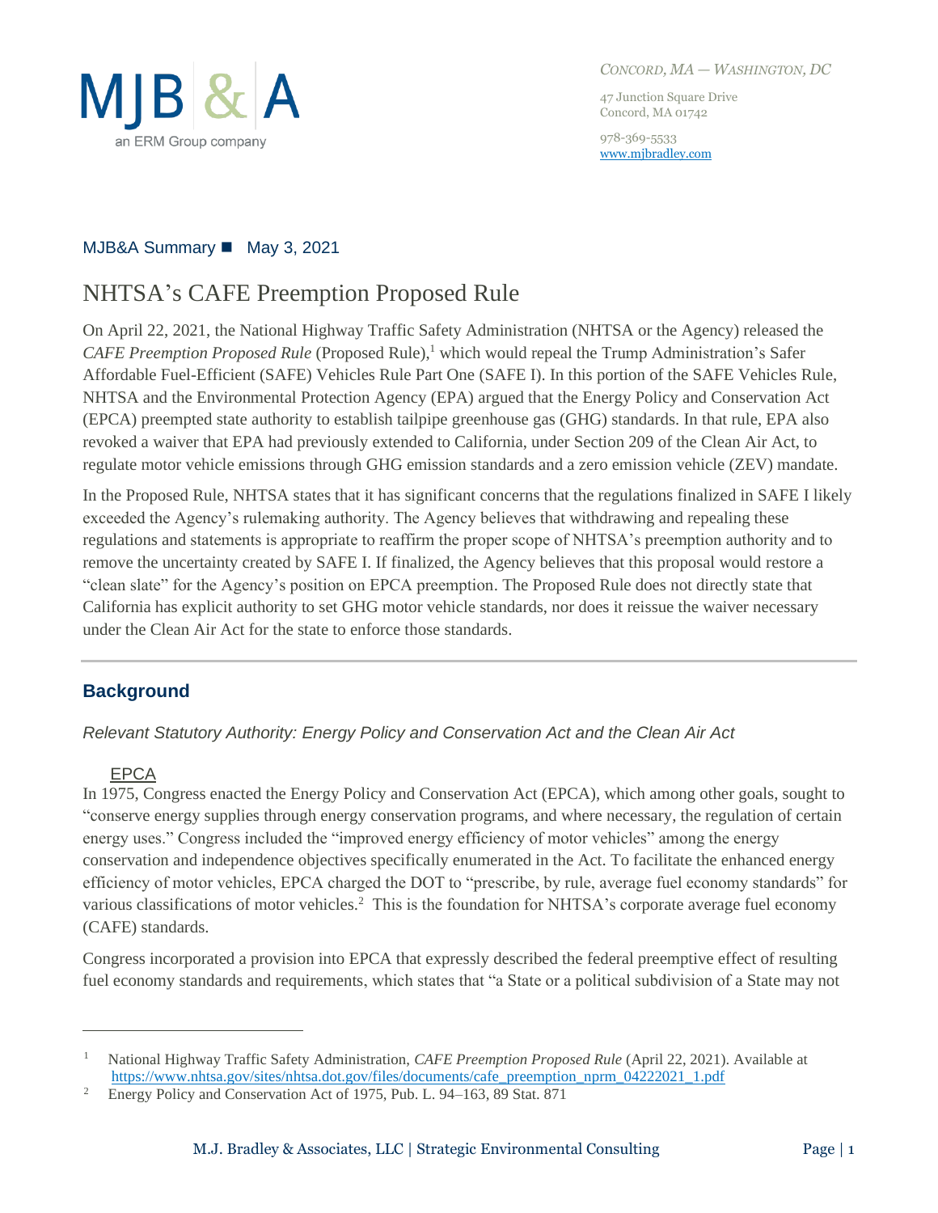MJB&A Summary ■ May 3, 2021

# NHTSA's CAFE Preemption Proposed Rule

On April 22, 2021, the National Highway Traffic Safety Administration (NHTSA or the Agency) released the *CAFE Preemption Proposed Rule* (Proposed Rule),[1] which would repeal the Trump Administration's Safer Affordable Fuel-Efficient (SAFE) Vehicles Rule Part One (SAFE I). In this portion of the SAFE Vehicles Rule, NHTSA and the Environmental Protection Agency (EPA) argued that the Energy Policy and Conservation Act (EPCA) preempted state authority to establish tailpipe greenhouse gas (GHG) standards. In that rule, EPA also revoked a waiver that EPA had previously extended to California, under Section 209 of the Clean Air Act, to regulate motor vehicle emissions through GHG emission standards and a zero emission vehicle (ZEV) mandate.

In the Proposed Rule, NHTSA states that it has significant concerns that the regulations finalized in SAFE I likely exceeded the Agency's rulemaking authority. The Agency believes that withdrawing and repealing these regulations and statements is appropriate to reaffirm the proper scope of NHTSA's preemption authority and to remove the uncertainty created by SAFE I. If finalized, the Agency believes that this proposal would restore a "clean slate" for the Agency's position on EPCA preemption. The Proposed Rule does not directly state that California has explicit authority to set GHG motor vehicle standards, nor does it reissue the waiver necessary under the Clean Air Act for the state to enforce those standards.

## Background

*Relevant Statutory Authority: Energy Policy and Conservation Act and the Clean Air Act*

### EPCA

In 1975, Congress enacted the Energy Policy and Conservation Act (EPCA), which among other goals, sought to "conserve energy supplies through energy conservation programs, and where necessary, the regulation of certain energy uses." Congress included the "improved energy efficiency of motor vehicles" among the energy conservation and independence objectives specifically enumerated in the Act. To facilitate the enhanced energy efficiency of motor vehicles, EPCA charged the DOT to "prescribe, by rule, average fuel economy standards" for various classifications of motor vehicles.[2] This is the foundation for NHTSA's corporate average fuel economy (CAFE) standards.

Congress incorporated a provision into EPCA that expressly described the federal preemptive effect of resulting fuel economy standards and requirements, which states that "a State or a political subdivision of a State may not

---

[1] National Highway Traffic Safety Administration, *CAFE Preemption Proposed Rule* (April 22, 2021). Available at https://www.nhtsa.gov/sites/nhtsa.dot.gov/files/documents/cafe_preemption_nprm_04222021_1.pdf

[2] Energy Policy and Conservation Act of 1975, Pub. L. 94–163, 89 Stat. 871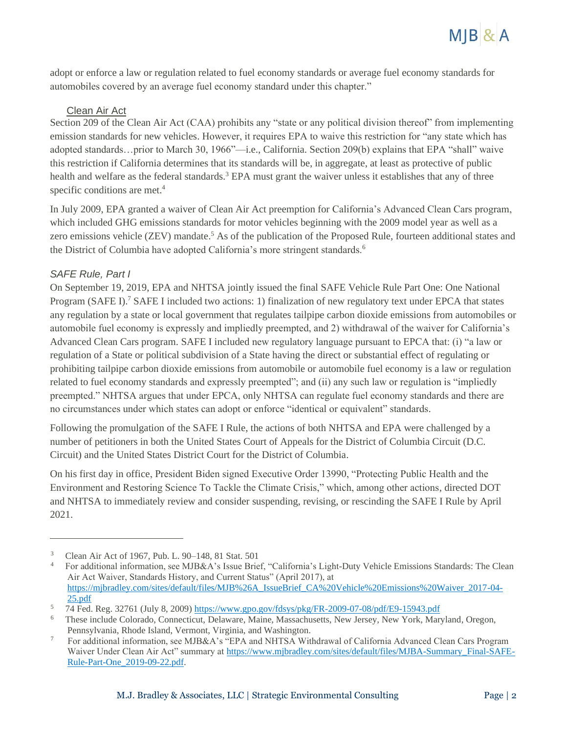adopt or enforce a law or regulation related to fuel economy standards or average fuel economy standards for automobiles covered by an average fuel economy standard under this chapter."

### Clean Air Act

Section 209 of the Clean Air Act (CAA) prohibits any "state or any political division thereof" from implementing emission standards for new vehicles. However, it requires EPA to waive this restriction for "any state which has adopted standards…prior to March 30, 1966"—i.e., California. Section 209(b) explains that EPA "shall" waive this restriction if California determines that its standards will be, in aggregate, at least as protective of public health and welfare as the federal standards.[3] EPA must grant the waiver unless it establishes that any of three specific conditions are met.[4]

In July 2009, EPA granted a waiver of Clean Air Act preemption for California's Advanced Clean Cars program, which included GHG emissions standards for motor vehicles beginning with the 2009 model year as well as a zero emissions vehicle (ZEV) mandate.[5] As of the publication of the Proposed Rule, fourteen additional states and the District of Columbia have adopted California's more stringent standards.[6]

### *SAFE Rule, Part I*

On September 19, 2019, EPA and NHTSA jointly issued the final SAFE Vehicle Rule Part One: One National Program (SAFE I).[7] SAFE I included two actions: 1) finalization of new regulatory text under EPCA that states any regulation by a state or local government that regulates tailpipe carbon dioxide emissions from automobiles or automobile fuel economy is expressly and impliedly preempted, and 2) withdrawal of the waiver for California's Advanced Clean Cars program. SAFE I included new regulatory language pursuant to EPCA that: (i) "a law or regulation of a State or political subdivision of a State having the direct or substantial effect of regulating or prohibiting tailpipe carbon dioxide emissions from automobile or automobile fuel economy is a law or regulation related to fuel economy standards and expressly preempted"; and (ii) any such law or regulation is "impliedly preempted." NHTSA argues that under EPCA, only NHTSA can regulate fuel economy standards and there are no circumstances under which states can adopt or enforce "identical or equivalent" standards.

Following the promulgation of the SAFE I Rule, the actions of both NHTSA and EPA were challenged by a number of petitioners in both the United States Court of Appeals for the District of Columbia Circuit (D.C. Circuit) and the United States District Court for the District of Columbia.

On his first day in office, President Biden signed Executive Order 13990, "Protecting Public Health and the Environment and Restoring Science To Tackle the Climate Crisis," which, among other actions, directed DOT and NHTSA to immediately review and consider suspending, revising, or rescinding the SAFE I Rule by April 2021.

---

[3] Clean Air Act of 1967, Pub. L. 90–148, 81 Stat. 501

[4] For additional information, see MJB&A's Issue Brief, "California's Light-Duty Vehicle Emissions Standards: The Clean Air Act Waiver, Standards History, and Current Status" (April 2017), at https://mjbradley.com/sites/default/files/MJB%26A_IssueBrief_CA%20Vehicle%20Emissions%20Waiver_2017-04-25.pdf

[5] 74 Fed. Reg. 32761 (July 8, 2009) https://www.gpo.gov/fdsys/pkg/FR-2009-07-08/pdf/E9-15943.pdf

[6] These include Colorado, Connecticut, Delaware, Maine, Massachusetts, New Jersey, New York, Maryland, Oregon, Pennsylvania, Rhode Island, Vermont, Virginia, and Washington.

[7] For additional information, see MJB&A's "EPA and NHTSA Withdrawal of California Advanced Clean Cars Program Waiver Under Clean Air Act" summary at https://www.mjbradley.com/sites/default/files/MJBA-Summary_Final-SAFE-Rule-Part-One_2019-09-22.pdf.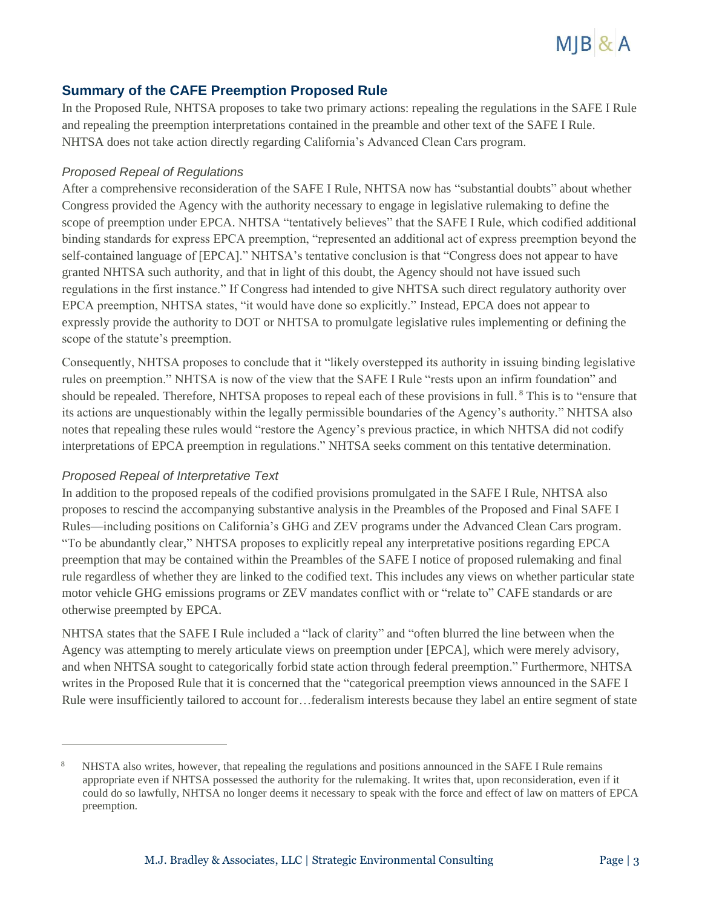## Summary of the CAFE Preemption Proposed Rule

In the Proposed Rule, NHTSA proposes to take two primary actions: repealing the regulations in the SAFE I Rule and repealing the preemption interpretations contained in the preamble and other text of the SAFE I Rule. NHTSA does not take action directly regarding California's Advanced Clean Cars program.

### *Proposed Repeal of Regulations*

After a comprehensive reconsideration of the SAFE I Rule, NHTSA now has "substantial doubts" about whether Congress provided the Agency with the authority necessary to engage in legislative rulemaking to define the scope of preemption under EPCA. NHTSA "tentatively believes" that the SAFE I Rule, which codified additional binding standards for express EPCA preemption, "represented an additional act of express preemption beyond the self-contained language of [EPCA]." NHTSA's tentative conclusion is that "Congress does not appear to have granted NHTSA such authority, and that in light of this doubt, the Agency should not have issued such regulations in the first instance." If Congress had intended to give NHTSA such direct regulatory authority over EPCA preemption, NHTSA states, "it would have done so explicitly." Instead, EPCA does not appear to expressly provide the authority to DOT or NHTSA to promulgate legislative rules implementing or defining the scope of the statute's preemption.

Consequently, NHTSA proposes to conclude that it "likely overstepped its authority in issuing binding legislative rules on preemption." NHTSA is now of the view that the SAFE I Rule "rests upon an infirm foundation" and should be repealed. Therefore, NHTSA proposes to repeal each of these provisions in full.[8] This is to "ensure that its actions are unquestionably within the legally permissible boundaries of the Agency's authority." NHTSA also notes that repealing these rules would "restore the Agency's previous practice, in which NHTSA did not codify interpretations of EPCA preemption in regulations." NHTSA seeks comment on this tentative determination.

### *Proposed Repeal of Interpretative Text*

In addition to the proposed repeals of the codified provisions promulgated in the SAFE I Rule, NHTSA also proposes to rescind the accompanying substantive analysis in the Preambles of the Proposed and Final SAFE I Rules—including positions on California's GHG and ZEV programs under the Advanced Clean Cars program. "To be abundantly clear," NHTSA proposes to explicitly repeal any interpretative positions regarding EPCA preemption that may be contained within the Preambles of the SAFE I notice of proposed rulemaking and final rule regardless of whether they are linked to the codified text. This includes any views on whether particular state motor vehicle GHG emissions programs or ZEV mandates conflict with or "relate to" CAFE standards or are otherwise preempted by EPCA.

NHTSA states that the SAFE I Rule included a "lack of clarity" and "often blurred the line between when the Agency was attempting to merely articulate views on preemption under [EPCA], which were merely advisory, and when NHTSA sought to categorically forbid state action through federal preemption." Furthermore, NHTSA writes in the Proposed Rule that it is concerned that the "categorical preemption views announced in the SAFE I Rule were insufficiently tailored to account for…federalism interests because they label an entire segment of state

---

[8] NHSTA also writes, however, that repealing the regulations and positions announced in the SAFE I Rule remains appropriate even if NHTSA possessed the authority for the rulemaking. It writes that, upon reconsideration, even if it could do so lawfully, NHTSA no longer deems it necessary to speak with the force and effect of law on matters of EPCA preemption.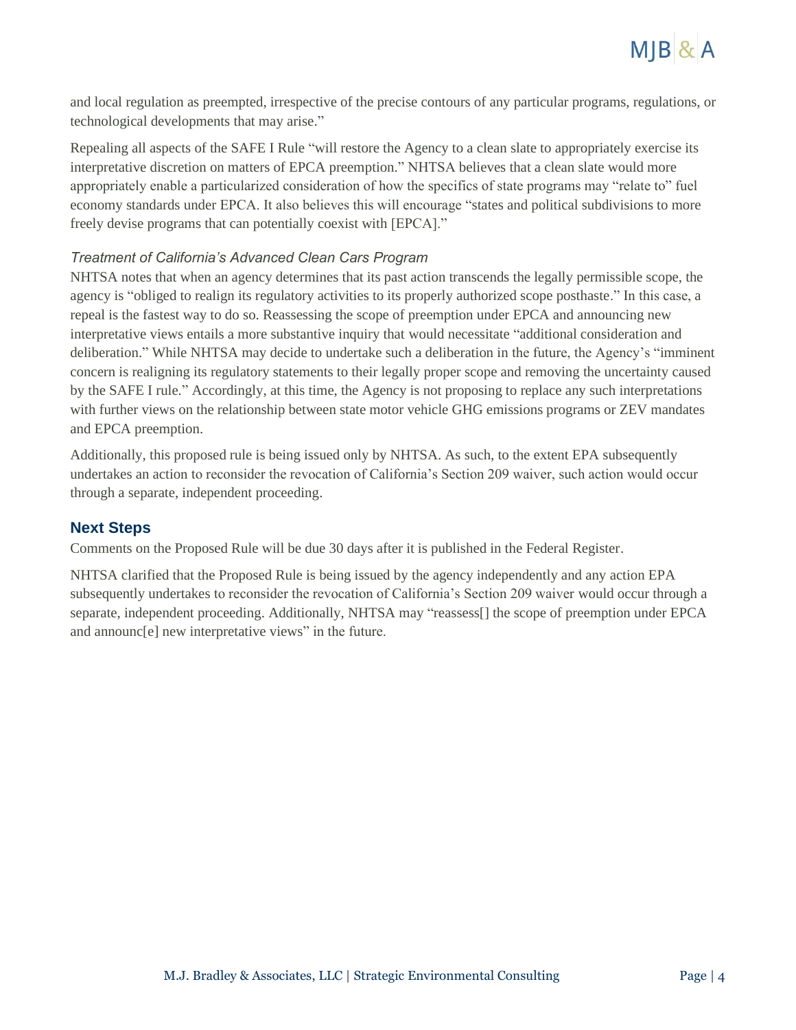and local regulation as preempted, irrespective of the precise contours of any particular programs, regulations, or technological developments that may arise."

Repealing all aspects of the SAFE I Rule "will restore the Agency to a clean slate to appropriately exercise its interpretative discretion on matters of EPCA preemption." NHTSA believes that a clean slate would more appropriately enable a particularized consideration of how the specifics of state programs may "relate to" fuel economy standards under EPCA. It also believes this will encourage "states and political subdivisions to more freely devise programs that can potentially coexist with [EPCA]."

### *Treatment of California's Advanced Clean Cars Program*

NHTSA notes that when an agency determines that its past action transcends the legally permissible scope, the agency is "obliged to realign its regulatory activities to its properly authorized scope posthaste." In this case, a repeal is the fastest way to do so. Reassessing the scope of preemption under EPCA and announcing new interpretative views entails a more substantive inquiry that would necessitate "additional consideration and deliberation." While NHTSA may decide to undertake such a deliberation in the future, the Agency's "imminent concern is realigning its regulatory statements to their legally proper scope and removing the uncertainty caused by the SAFE I rule." Accordingly, at this time, the Agency is not proposing to replace any such interpretations with further views on the relationship between state motor vehicle GHG emissions programs or ZEV mandates and EPCA preemption.

Additionally, this proposed rule is being issued only by NHTSA. As such, to the extent EPA subsequently undertakes an action to reconsider the revocation of California's Section 209 waiver, such action would occur through a separate, independent proceeding.

## Next Steps

Comments on the Proposed Rule will be due 30 days after it is published in the Federal Register.

NHTSA clarified that the Proposed Rule is being issued by the agency independently and any action EPA subsequently undertakes to reconsider the revocation of California's Section 209 waiver would occur through a separate, independent proceeding. Additionally, NHTSA may "reassess[] the scope of preemption under EPCA and announc[e] new interpretative views" in the future.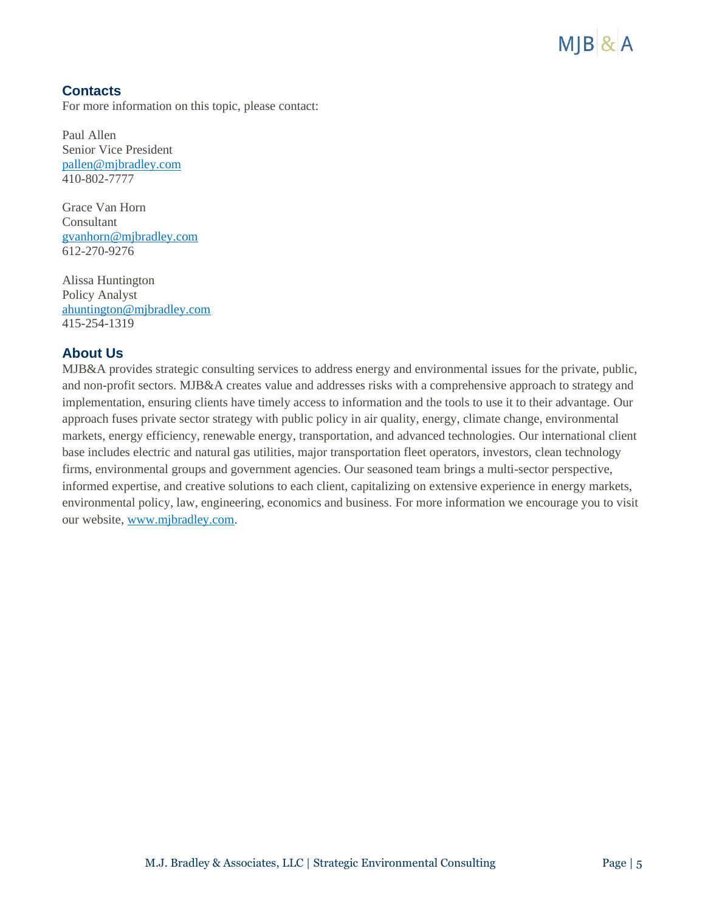## Contacts

For more information on this topic, please contact:

Paul Allen
Senior Vice President
pallen@mjbradley.com
410-802-7777

Grace Van Horn
Consultant
gvanhorn@mjbradley.com
612-270-9276

Alissa Huntington
Policy Analyst
ahuntington@mjbradley.com
415-254-1319

## About Us

MJB&A provides strategic consulting services to address energy and environmental issues for the private, public, and non-profit sectors. MJB&A creates value and addresses risks with a comprehensive approach to strategy and implementation, ensuring clients have timely access to information and the tools to use it to their advantage. Our approach fuses private sector strategy with public policy in air quality, energy, climate change, environmental markets, energy efficiency, renewable energy, transportation, and advanced technologies. Our international client base includes electric and natural gas utilities, major transportation fleet operators, investors, clean technology firms, environmental groups and government agencies. Our seasoned team brings a multi-sector perspective, informed expertise, and creative solutions to each client, capitalizing on extensive experience in energy markets, environmental policy, law, engineering, economics and business. For more information we encourage you to visit our website, www.mjbradley.com.